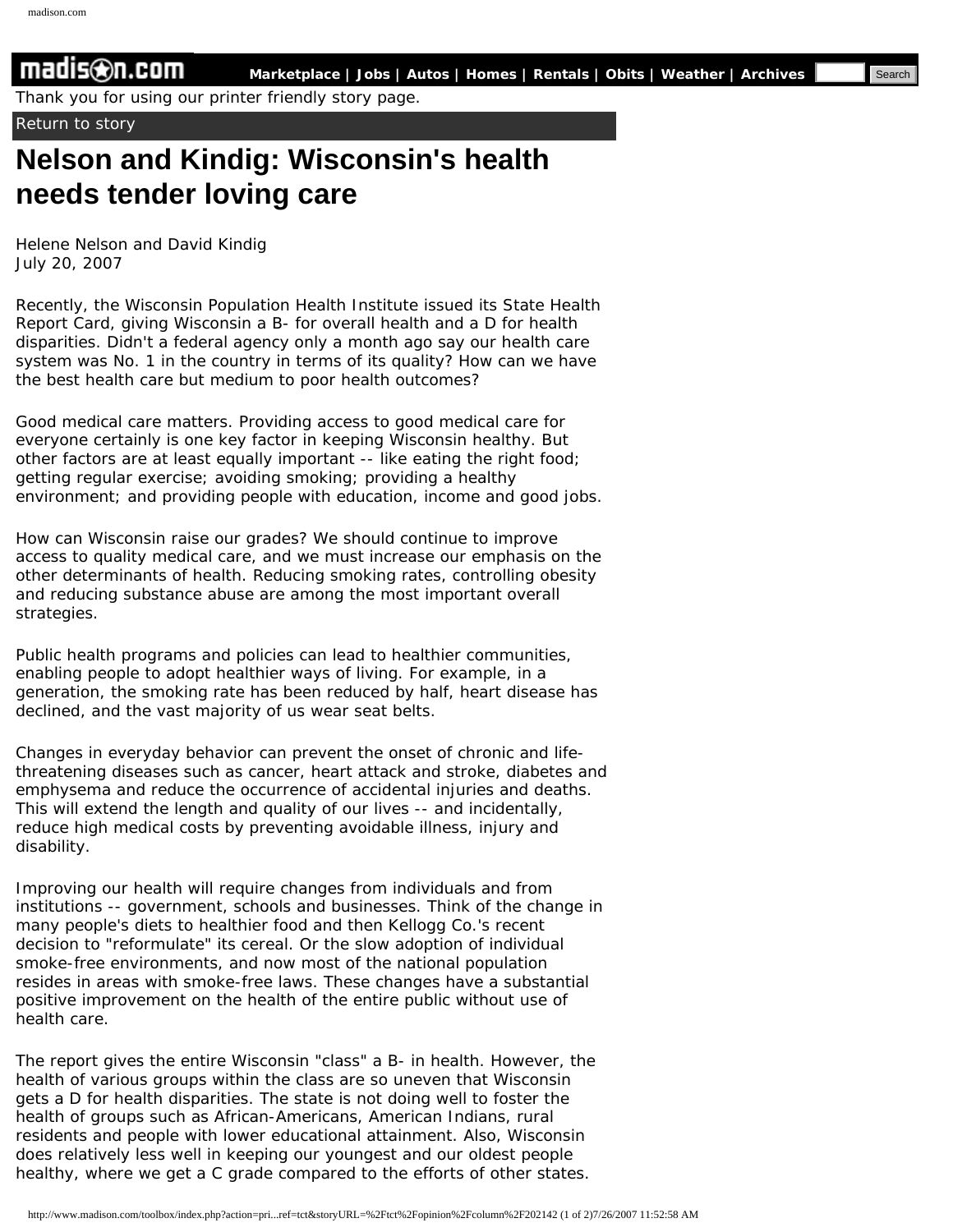# Nelson and Kindig: Wisconsin's health needs tender loving care

Helene Nelson and David Kindig
July 20, 2007

Recently, the Wisconsin Population Health Institute issued its State Health Report Card, giving Wisconsin a B- for overall health and a D for health disparities. Didn't a federal agency only a month ago say our health care system was No. 1 in the country in terms of its quality? How can we have the best health care but medium to poor health outcomes?

Good medical care matters. Providing access to good medical care for everyone certainly is one key factor in keeping Wisconsin healthy. But other factors are at least equally important -- like eating the right food; getting regular exercise; avoiding smoking; providing a healthy environment; and providing people with education, income and good jobs.

How can Wisconsin raise our grades? We should continue to improve access to quality medical care, and we must increase our emphasis on the other determinants of health. Reducing smoking rates, controlling obesity and reducing substance abuse are among the most important overall strategies.

Public health programs and policies can lead to healthier communities, enabling people to adopt healthier ways of living. For example, in a generation, the smoking rate has been reduced by half, heart disease has declined, and the vast majority of us wear seat belts.

Changes in everyday behavior can prevent the onset of chronic and life-threatening diseases such as cancer, heart attack and stroke, diabetes and emphysema and reduce the occurrence of accidental injuries and deaths. This will extend the length and quality of our lives -- and incidentally, reduce high medical costs by preventing avoidable illness, injury and disability.

Improving our health will require changes from individuals and from institutions -- government, schools and businesses. Think of the change in many people's diets to healthier food and then Kellogg Co.'s recent decision to "reformulate" its cereal. Or the slow adoption of individual smoke-free environments, and now most of the national population resides in areas with smoke-free laws. These changes have a substantial positive improvement on the health of the entire public without use of health care.

The report gives the entire Wisconsin "class" a B- in health. However, the health of various groups within the class are so uneven that Wisconsin gets a D for health disparities. The state is not doing well to foster the health of groups such as African-Americans, American Indians, rural residents and people with lower educational attainment. Also, Wisconsin does relatively less well in keeping our youngest and our oldest people healthy, where we get a C grade compared to the efforts of other states.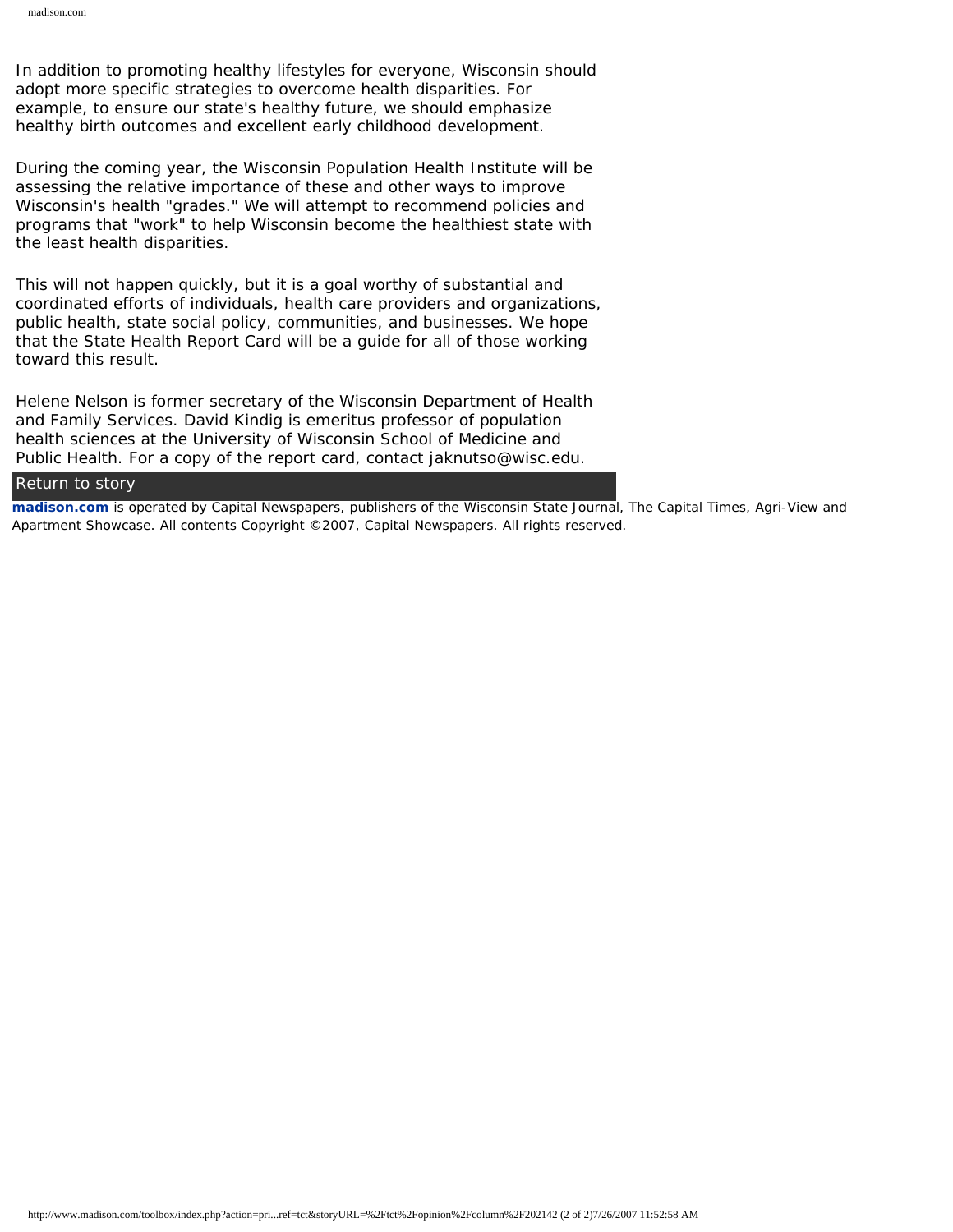In addition to promoting healthy lifestyles for everyone, Wisconsin should adopt more specific strategies to overcome health disparities. For example, to ensure our state's healthy future, we should emphasize healthy birth outcomes and excellent early childhood development.

During the coming year, the Wisconsin Population Health Institute will be assessing the relative importance of these and other ways to improve Wisconsin's health "grades." We will attempt to recommend policies and programs that "work" to help Wisconsin become the healthiest state with the least health disparities.

This will not happen quickly, but it is a goal worthy of substantial and coordinated efforts of individuals, health care providers and organizations, public health, state social policy, communities, and businesses. We hope that the State Health Report Card will be a guide for all of those working toward this result.

Helene Nelson is former secretary of the Wisconsin Department of Health and Family Services. David Kindig is emeritus professor of population health sciences at the University of Wisconsin School of Medicine and Public Health. For a copy of the report card, contact jaknutso@wisc.edu.

Return to story

**madison.com** is operated by Capital Newspapers, publishers of the Wisconsin State Journal, The Capital Times, Agri-View and Apartment Showcase. All contents Copyright ©2007, Capital Newspapers. All rights reserved.